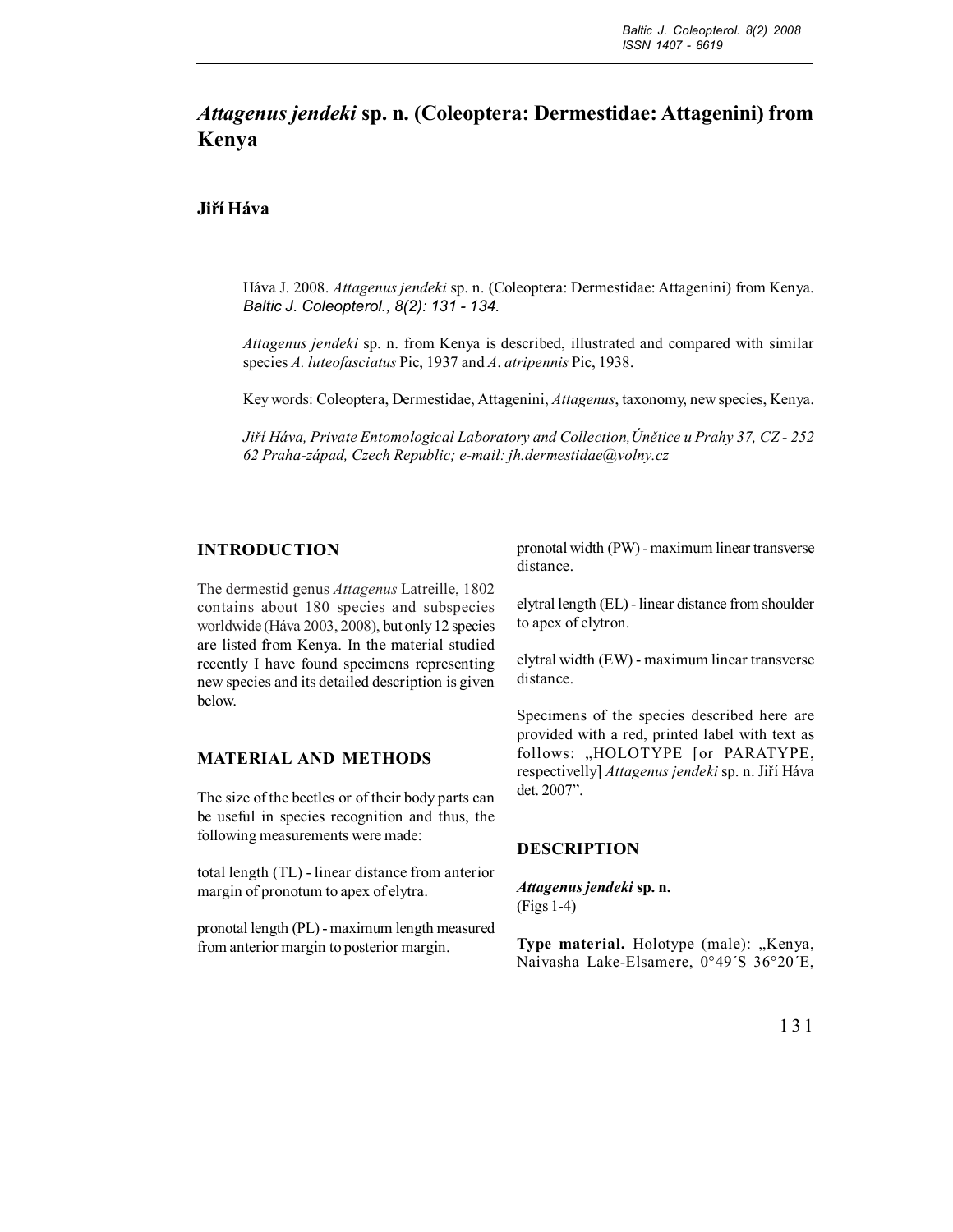# *Attagenus jendeki* sp. n. (Coleoptera: Dermestidae: Attagenini) from Kenya

## Jiří Háva

Háva J. 2008. *Attagenus jendeki* sp. n. (Coleoptera: Dermestidae: Attagenini) from Kenya. *Baltic J. Coleopterol., 8(2): 131 - 134.*

*Attagenus jendeki* sp. n. from Kenya is described, illustrated and compared with similar species *A. luteofasciatus* Pic, 1937 and *A. atripennis* Pic, 1938.

Key words: Coleoptera, Dermestidae, Attagenini, *Attagenus*, taxonomy, new species, Kenya.

*Jiří Háva, Private Entomological Laboratory and Collection, Únětice u Prahy 37, CZ - 252 62 Praha-západ, Czech Republic; e-mail: jh.dermestidae@volny.cz*

## INTRODUCTION

The dermestid genus *Attagenus* Latreille, 1802 contains about 180 species and subspecies worldwide (Háva 2003, 2008), but only 12 species are listed from Kenya. In the material studied recently I have found specimens representing new species and its detailed description is given below.

## MATERIAL AND METHODS

The size of the beetles or of their body parts can be useful in species recognition and thus, the following measurements were made:

total length (TL) - linear distance from anterior margin of pronotum to apex of elytra.

pronotal length (PL) - maximum length measured from anterior margin to posterior margin.

pronotal width (PW) - maximum linear transverse distance.

elytral length (EL) - linear distance from shoulder to apex of elytron.

elytral width (EW) - maximum linear transverse distance.

Specimens of the species described here are provided with a red, printed label with text as follows: „HOLOTYPE [or PARATYPE, respectivelly] *Attagenus jendeki* sp. n. Jiří Háva det. 2007".

## DESCRIPTION

***Attagenus jendeki* sp. n.**
(Figs 1-4)

**Type material.** Holotype (male): „Kenya, Naivasha Lake-Elsamere, 0°49´S 36°20´E,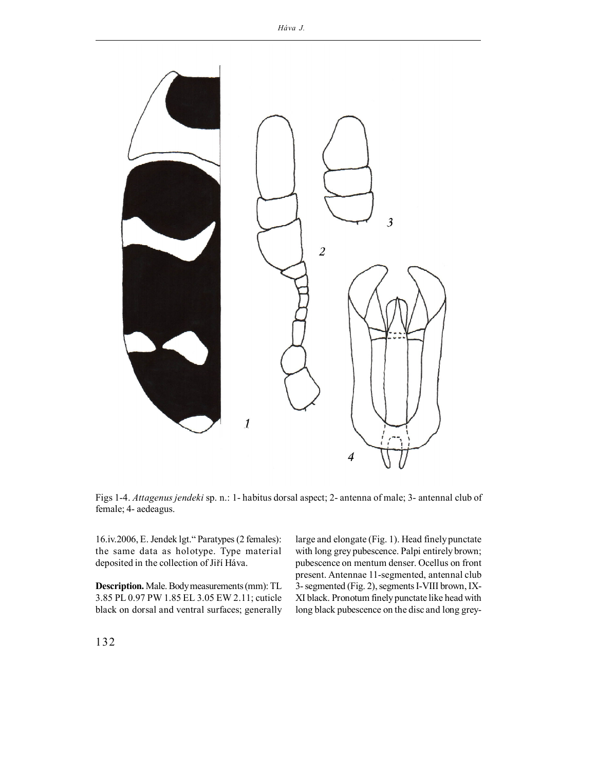Figs 1-4. *Attagenus jendeki* sp. n.: 1- habitus dorsal aspect; 2- antenna of male; 3- antennal club of female; 4- aedeagus.

16.iv.2006, E. Jendek lgt." Paratypes (2 females): the same data as holotype. Type material deposited in the collection of Jiří Háva.

**Description.** Male. Body measurements (mm): TL 3.85 PL 0.97 PW 1.85 EL 3.05 EW 2.11; cuticle black on dorsal and ventral surfaces; generally large and elongate (Fig. 1). Head finely punctate with long grey pubescence. Palpi entirely brown; pubescence on mentum denser. Ocellus on front present. Antennae 11-segmented, antennal club 3- segmented (Fig. 2), segments I-VIII brown, IX-XI black. Pronotum finely punctate like head with long black pubescence on the disc and long grey-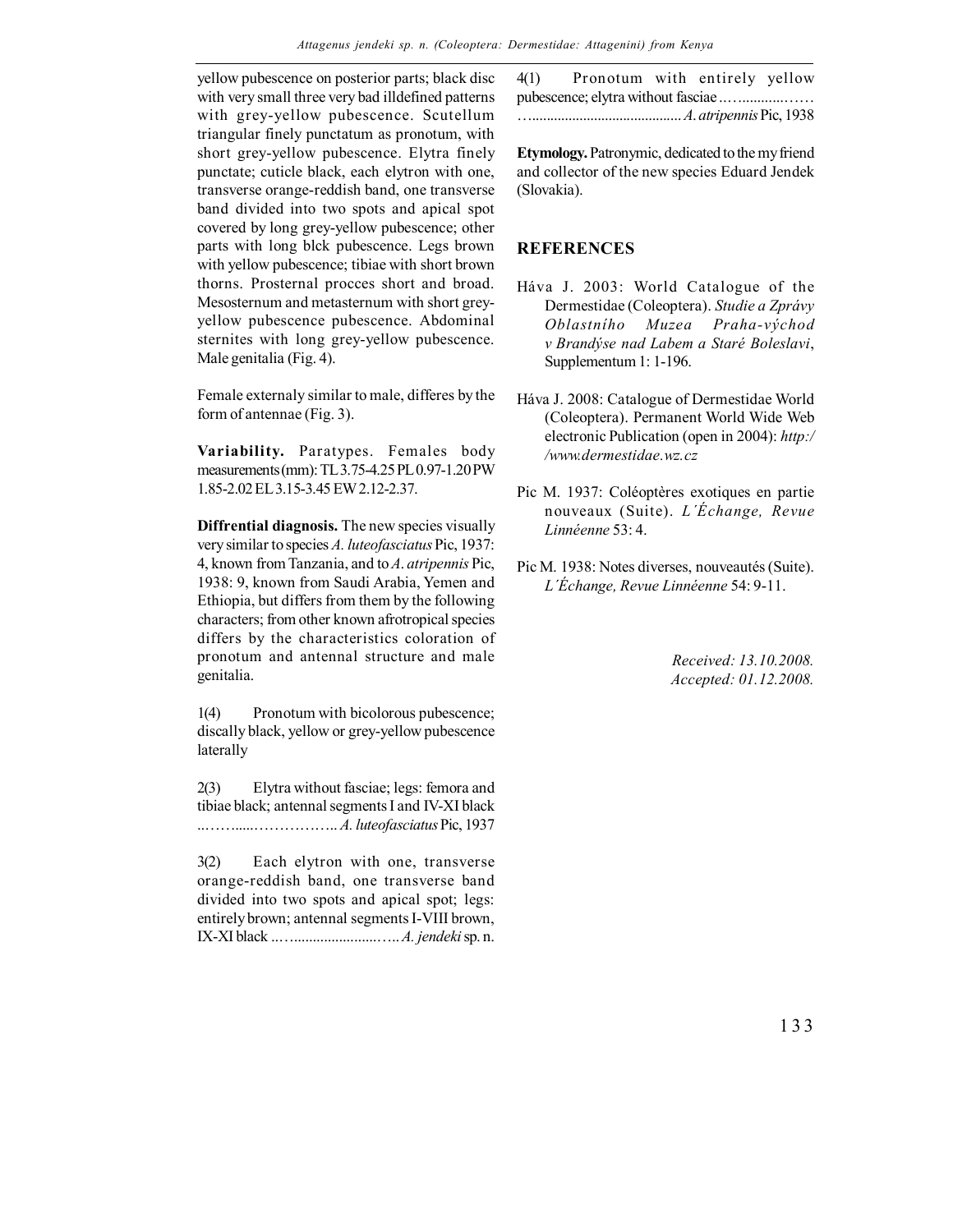yellow pubescence on posterior parts; black disc with very small three very bad illdefined patterns with grey-yellow pubescence. Scutellum triangular finely punctatum as pronotum, with short grey-yellow pubescence. Elytra finely punctate; cuticle black, each elytron with one, transverse orange-reddish band, one transverse band divided into two spots and apical spot covered by long grey-yellow pubescence; other parts with long blck pubescence. Legs brown with yellow pubescence; tibiae with short brown thorns. Prosternal procces short and broad. Mesosternum and metasternum with short grey-yellow pubescence pubescence. Abdominal sternites with long grey-yellow pubescence. Male genitalia (Fig. 4).

Female externaly similar to male, differes by the form of antennae (Fig. 3).

**Variability.** Paratypes. Females body measurements (mm): TL 3.75-4.25 PL 0.97-1.20 PW 1.85-2.02 EL 3.15-3.45 EW 2.12-2.37.

**Diffrential diagnosis.** The new species visually very similar to species *A. luteofasciatus* Pic, 1937: 4, known from Tanzania, and to *A. atripennis* Pic, 1938: 9, known from Saudi Arabia, Yemen and Ethiopia, but differs from them by the following characters; from other known afrotropical species differs by the characteristics coloration of pronotum and antennal structure and male genitalia.

1(4) Pronotum with bicolorous pubescence; discally black, yellow or grey-yellow pubescence laterally

2(3) Elytra without fasciae; legs: femora and tibiae black; antennal segments I and IV-XI black ..……......…………….. *A. luteofasciatus* Pic, 1937

3(2) Each elytron with one, transverse orange-reddish band, one transverse band divided into two spots and apical spot; legs: entirely brown; antennal segments I-VIII brown, IX-XI black ..…......................…..*A. jendeki* sp. n.

4(1) Pronotum with entirely yellow pubescence; elytra without fasciae ..….............…… ….......................................... *A. atripennis* Pic, 1938

**Etymology.** Patronymic, dedicated to the my friend and collector of the new species Eduard Jendek (Slovakia).

## REFERENCES

Háva J. 2003: World Catalogue of the Dermestidae (Coleoptera). *Studie a Zprávy Oblastního Muzea Praha-východ v Brandýse nad Labem a Staré Boleslavi*, Supplementum 1: 1-196.

Háva J. 2008: Catalogue of Dermestidae World (Coleoptera). Permanent World Wide Web electronic Publication (open in 2004): *http://www.dermestidae.wz.cz*

Pic M. 1937: Coléoptères exotiques en partie nouveaux (Suite). *L´Échange, Revue Linnéenne* 53: 4.

Pic M. 1938: Notes diverses, nouveautés (Suite). *L´Échange, Revue Linnéenne* 54: 9-11.

*Received: 13.10.2008.*
*Accepted: 01.12.2008.*